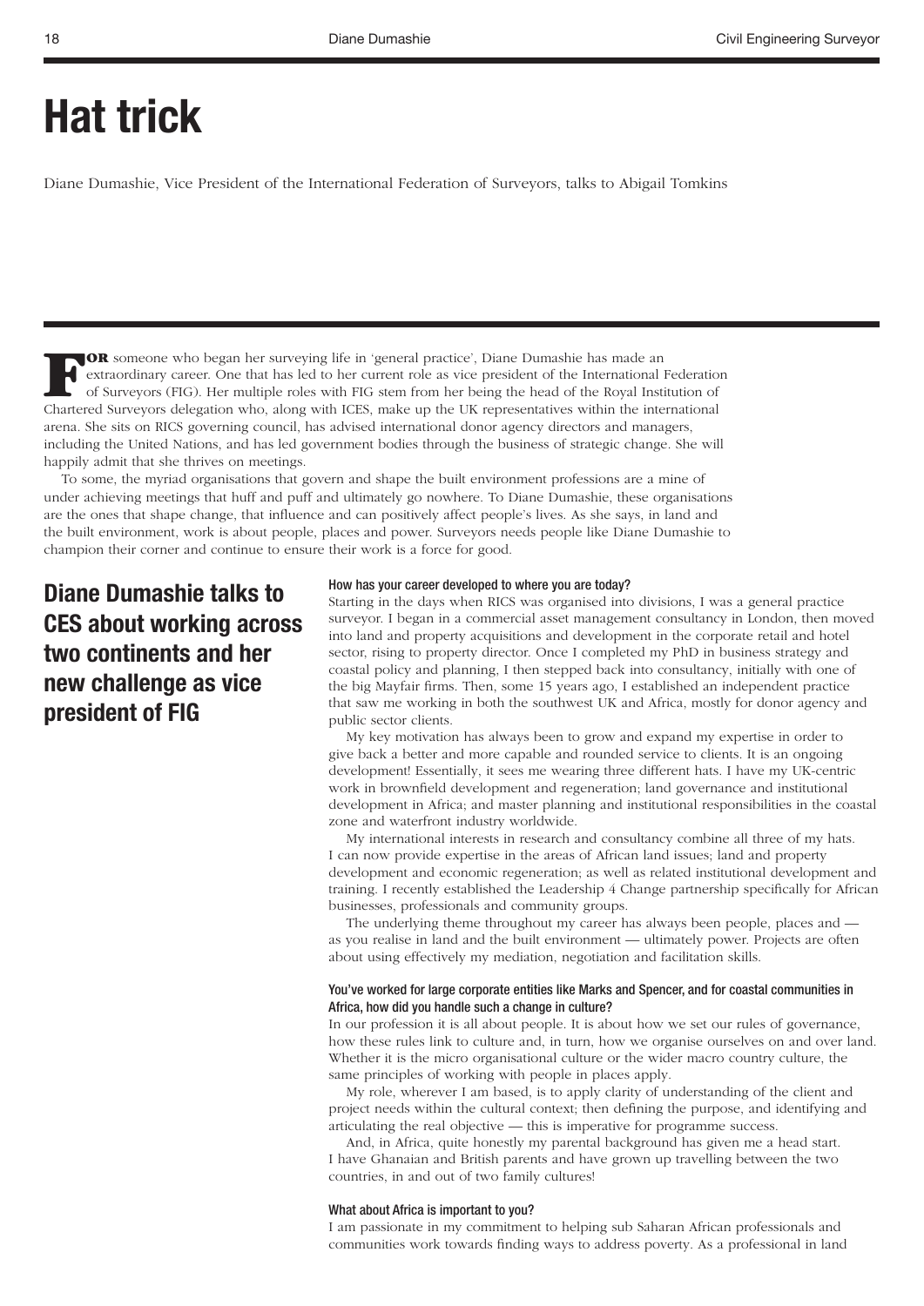# Hat trick

Diane Dumashie, Vice President of the International Federation of Surveyors, talks to Abigail Tomkins

**FOR** someone who began her surveying life in 'general practice', Diane Dumashie has made an extraordinary career. One that has led to her current role as vice president of the International Federation of Surveyors (FIG). Her multiple roles with FIG stem from her being the head of the Royal Institution of Chartered Surveyors delegation who, along with ICES, make up the UK representatives within the international arena. She sits on RICS governing council, has advised international donor agency directors and managers, including the United Nations, and has led government bodies through the business of strategic change. She will happily admit that she thrives on meetings.

To some, the myriad organisations that govern and shape the built environment professions are a mine of under achieving meetings that huff and puff and ultimately go nowhere. To Diane Dumashie, these organisations are the ones that shape change, that influence and can positively affect people's lives. As she says, in land and the built environment, work is about people, places and power. Surveyors needs people like Diane Dumashie to champion their corner and continue to ensure their work is a force for good.

## Diane Dumashie talks to CES about working across two continents and her new challenge as vice president of FIG

### How has your career developed to where you are today?

Starting in the days when RICS was organised into divisions, I was a general practice surveyor. I began in a commercial asset management consultancy in London, then moved into land and property acquisitions and development in the corporate retail and hotel sector, rising to property director. Once I completed my PhD in business strategy and coastal policy and planning, I then stepped back into consultancy, initially with one of the big Mayfair firms. Then, some 15 years ago, I established an independent practice that saw me working in both the southwest UK and Africa, mostly for donor agency and public sector clients.

My key motivation has always been to grow and expand my expertise in order to give back a better and more capable and rounded service to clients. It is an ongoing development! Essentially, it sees me wearing three different hats. I have my UK-centric work in brownfield development and regeneration; land governance and institutional development in Africa; and master planning and institutional responsibilities in the coastal zone and waterfront industry worldwide.

My international interests in research and consultancy combine all three of my hats. I can now provide expertise in the areas of African land issues; land and property development and economic regeneration; as well as related institutional development and training. I recently established the Leadership 4 Change partnership specifically for African businesses, professionals and community groups.

The underlying theme throughout my career has always been people, places and — as you realise in land and the built environment — ultimately power. Projects are often about using effectively my mediation, negotiation and facilitation skills.

### You've worked for large corporate entities like Marks and Spencer, and for coastal communities in Africa, how did you handle such a change in culture?

In our profession it is all about people. It is about how we set our rules of governance, how these rules link to culture and, in turn, how we organise ourselves on and over land. Whether it is the micro organisational culture or the wider macro country culture, the same principles of working with people in places apply.

My role, wherever I am based, is to apply clarity of understanding of the client and project needs within the cultural context; then defining the purpose, and identifying and articulating the real objective — this is imperative for programme success.

And, in Africa, quite honestly my parental background has given me a head start. I have Ghanaian and British parents and have grown up travelling between the two countries, in and out of two family cultures!

### What about Africa is important to you?

I am passionate in my commitment to helping sub Saharan African professionals and communities work towards finding ways to address poverty. As a professional in land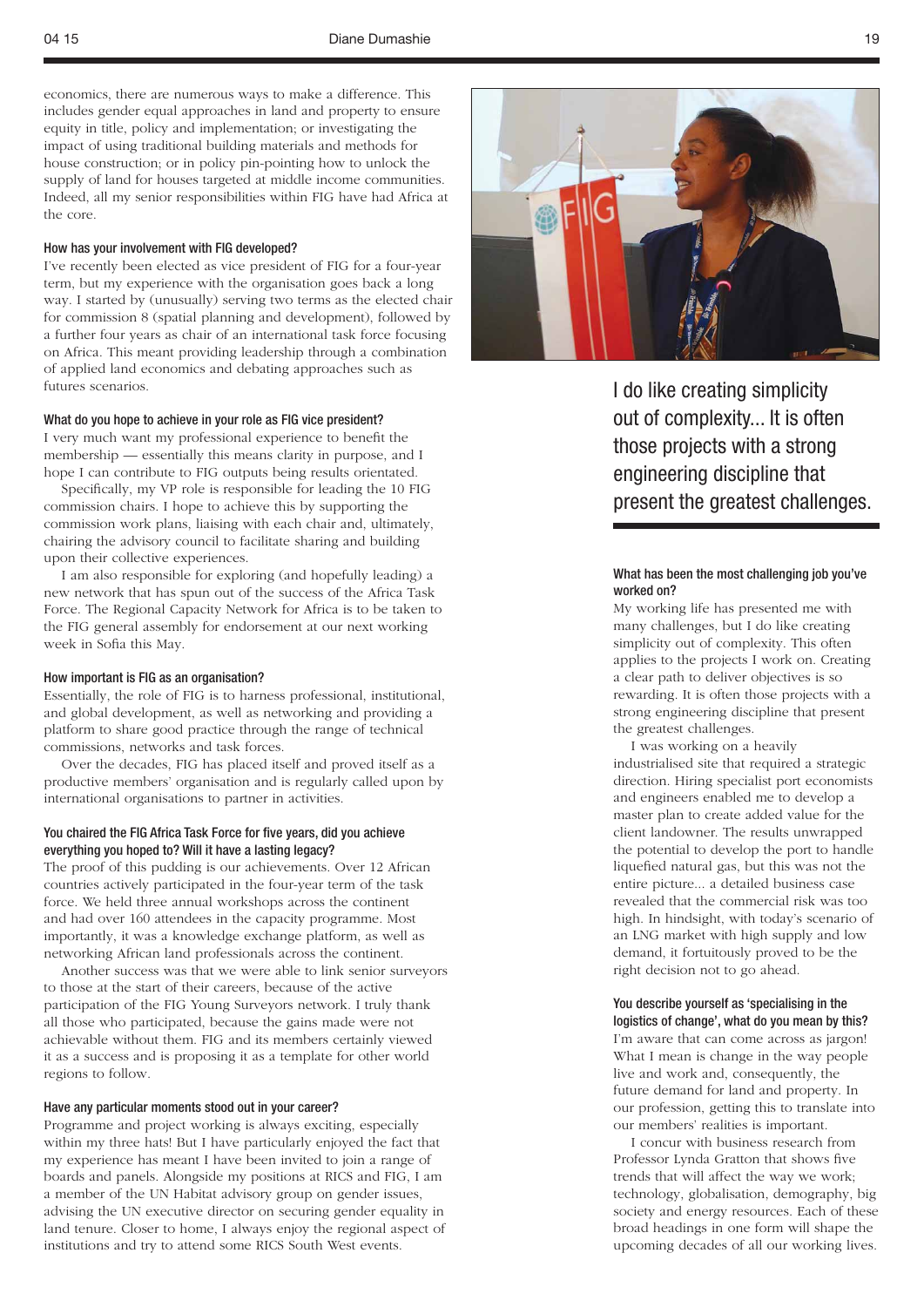economics, there are numerous ways to make a difference. This includes gender equal approaches in land and property to ensure equity in title, policy and implementation; or investigating the impact of using traditional building materials and methods for house construction; or in policy pin-pointing how to unlock the supply of land for houses targeted at middle income communities. Indeed, all my senior responsibilities within FIG have had Africa at the core.

### How has your involvement with FIG developed?

I've recently been elected as vice president of FIG for a four-year term, but my experience with the organisation goes back a long way. I started by (unusually) serving two terms as the elected chair for commission 8 (spatial planning and development), followed by a further four years as chair of an international task force focusing on Africa. This meant providing leadership through a combination of applied land economics and debating approaches such as futures scenarios.

### What do you hope to achieve in your role as FIG vice president?

I very much want my professional experience to benefit the membership — essentially this means clarity in purpose, and I hope I can contribute to FIG outputs being results orientated.

Specifically, my VP role is responsible for leading the 10 FIG commission chairs. I hope to achieve this by supporting the commission work plans, liaising with each chair and, ultimately, chairing the advisory council to facilitate sharing and building upon their collective experiences.

I am also responsible for exploring (and hopefully leading) a new network that has spun out of the success of the Africa Task Force. The Regional Capacity Network for Africa is to be taken to the FIG general assembly for endorsement at our next working week in Sofia this May.

### How important is FIG as an organisation?

Essentially, the role of FIG is to harness professional, institutional, and global development, as well as networking and providing a platform to share good practice through the range of technical commissions, networks and task forces.

Over the decades, FIG has placed itself and proved itself as a productive members' organisation and is regularly called upon by international organisations to partner in activities.

### You chaired the FIG Africa Task Force for five years, did you achieve everything you hoped to? Will it have a lasting legacy?

The proof of this pudding is our achievements. Over 12 African countries actively participated in the four-year term of the task force. We held three annual workshops across the continent and had over 160 attendees in the capacity programme. Most importantly, it was a knowledge exchange platform, as well as networking African land professionals across the continent.

Another success was that we were able to link senior surveyors to those at the start of their careers, because of the active participation of the FIG Young Surveyors network. I truly thank all those who participated, because the gains made were not achievable without them. FIG and its members certainly viewed it as a success and is proposing it as a template for other world regions to follow.

### Have any particular moments stood out in your career?

Programme and project working is always exciting, especially within my three hats! But I have particularly enjoyed the fact that my experience has meant I have been invited to join a range of boards and panels. Alongside my positions at RICS and FIG, I am a member of the UN Habitat advisory group on gender issues, advising the UN executive director on securing gender equality in land tenure. Closer to home, I always enjoy the regional aspect of institutions and try to attend some RICS South West events.

> I do like creating simplicity out of complexity... It is often those projects with a strong engineering discipline that present the greatest challenges.

### What has been the most challenging job you've worked on?

My working life has presented me with many challenges, but I do like creating simplicity out of complexity. This often applies to the projects I work on. Creating a clear path to deliver objectives is so rewarding. It is often those projects with a strong engineering discipline that present the greatest challenges.

I was working on a heavily industrialised site that required a strategic direction. Hiring specialist port economists and engineers enabled me to develop a master plan to create added value for the client landowner. The results unwrapped the potential to develop the port to handle liquefied natural gas, but this was not the entire picture... a detailed business case revealed that the commercial risk was too high. In hindsight, with today's scenario of an LNG market with high supply and low demand, it fortuitously proved to be the right decision not to go ahead.

### You describe yourself as 'specialising in the logistics of change', what do you mean by this?

I'm aware that can come across as jargon! What I mean is change in the way people live and work and, consequently, the future demand for land and property. In our profession, getting this to translate into our members' realities is important.

I concur with business research from Professor Lynda Gratton that shows five trends that will affect the way we work; technology, globalisation, demography, big society and energy resources. Each of these broad headings in one form will shape the upcoming decades of all our working lives.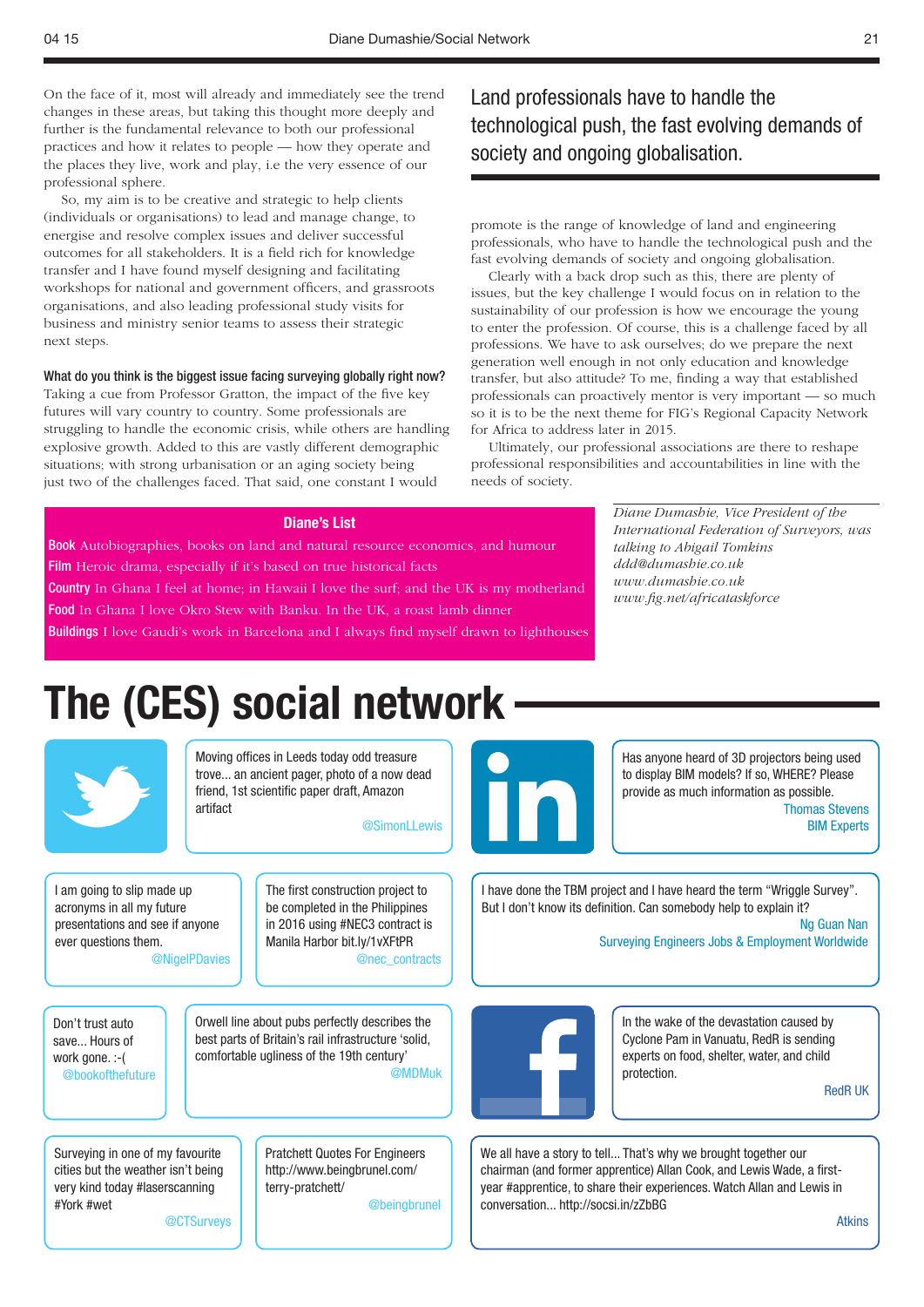On the face of it, most will already and immediately see the trend changes in these areas, but taking this thought more deeply and further is the fundamental relevance to both our professional practices and how it relates to people — how they operate and the places they live, work and play, i.e the very essence of our professional sphere.

So, my aim is to be creative and strategic to help clients (individuals or organisations) to lead and manage change, to energise and resolve complex issues and deliver successful outcomes for all stakeholders. It is a field rich for knowledge transfer and I have found myself designing and facilitating workshops for national and government officers, and grassroots organisations, and also leading professional study visits for business and ministry senior teams to assess their strategic next steps.

**What do you think is the biggest issue facing surveying globally right now?**
Taking a cue from Professor Gratton, the impact of the five key futures will vary country to country. Some professionals are struggling to handle the economic crisis, while others are handling explosive growth. Added to this are vastly different demographic situations; with strong urbanisation or an aging society being just two of the challenges faced. That said, one constant I would promote is the range of knowledge of land and engineering professionals, who have to handle the technological push and the fast evolving demands of society and ongoing globalisation.

> Land professionals have to handle the technological push, the fast evolving demands of society and ongoing globalisation.

Clearly with a back drop such as this, there are plenty of issues, but the key challenge I would focus on in relation to the sustainability of our profession is how we encourage the young to enter the profession. Of course, this is a challenge faced by all professions. We have to ask ourselves; do we prepare the next generation well enough in not only education and knowledge transfer, but also attitude? To me, finding a way that established professionals can proactively mentor is very important — so much so it is to be the next theme for FIG's Regional Capacity Network for Africa to address later in 2015.

Ultimately, our professional associations are there to reshape professional responsibilities and accountabilities in line with the needs of society.

### Diane's List

**Book** Autobiographies, books on land and natural resource economics, and humour
**Film** Heroic drama, especially if it's based on true historical facts
**Country** In Ghana I feel at home; in Hawaii I love the surf; and the UK is my motherland
**Food** In Ghana I love Okro Stew with Banku. In the UK, a roast lamb dinner
**Buildings** I love Gaudi's work in Barcelona and I always find myself drawn to lighthouses

*Diane Dumashie, Vice President of the International Federation of Surveyors, was talking to Abigail Tomkins*
*ddd@dumashie.co.uk*
*www.dumashie.co.uk*
*www.fig.net/africataskforce*

# The (CES) social network

Moving offices in Leeds today odd treasure trove... an ancient pager, photo of a now dead friend, 1st scientific paper draft, Amazon artifact
@SimonLLewis

Has anyone heard of 3D projectors being used to display BIM models? If so, WHERE? Please provide as much information as possible.
Thomas Stevens
BIM Experts

I am going to slip made up acronyms in all my future presentations and see if anyone ever questions them.
@NigelPDavies

The first construction project to be completed in the Philippines in 2016 using #NEC3 contract is Manila Harbor bit.ly/1vXFtPR
@nec_contracts

I have done the TBM project and I have heard the term "Wriggle Survey". But I don't know its definition. Can somebody help to explain it?
Ng Guan Nan
Surveying Engineers Jobs & Employment Worldwide

Don't trust auto save... Hours of work gone. :-(
@bookofthefuture

Orwell line about pubs perfectly describes the best parts of Britain's rail infrastructure 'solid, comfortable ugliness of the 19th century'
@MDMuk

In the wake of the devastation caused by Cyclone Pam in Vanuatu, RedR is sending experts on food, shelter, water, and child protection.
RedR UK

Surveying in one of my favourite cities but the weather isn't being very kind today #laserscanning #York #wet
@CTSurveys

Pratchett Quotes For Engineers http://www.beingbrunel.com/terry-pratchett/
@beingbrunel

We all have a story to tell... That's why we brought together our chairman (and former apprentice) Allan Cook, and Lewis Wade, a first-year #apprentice, to share their experiences. Watch Allan and Lewis in conversation... http://socsi.in/zZbBG
Atkins